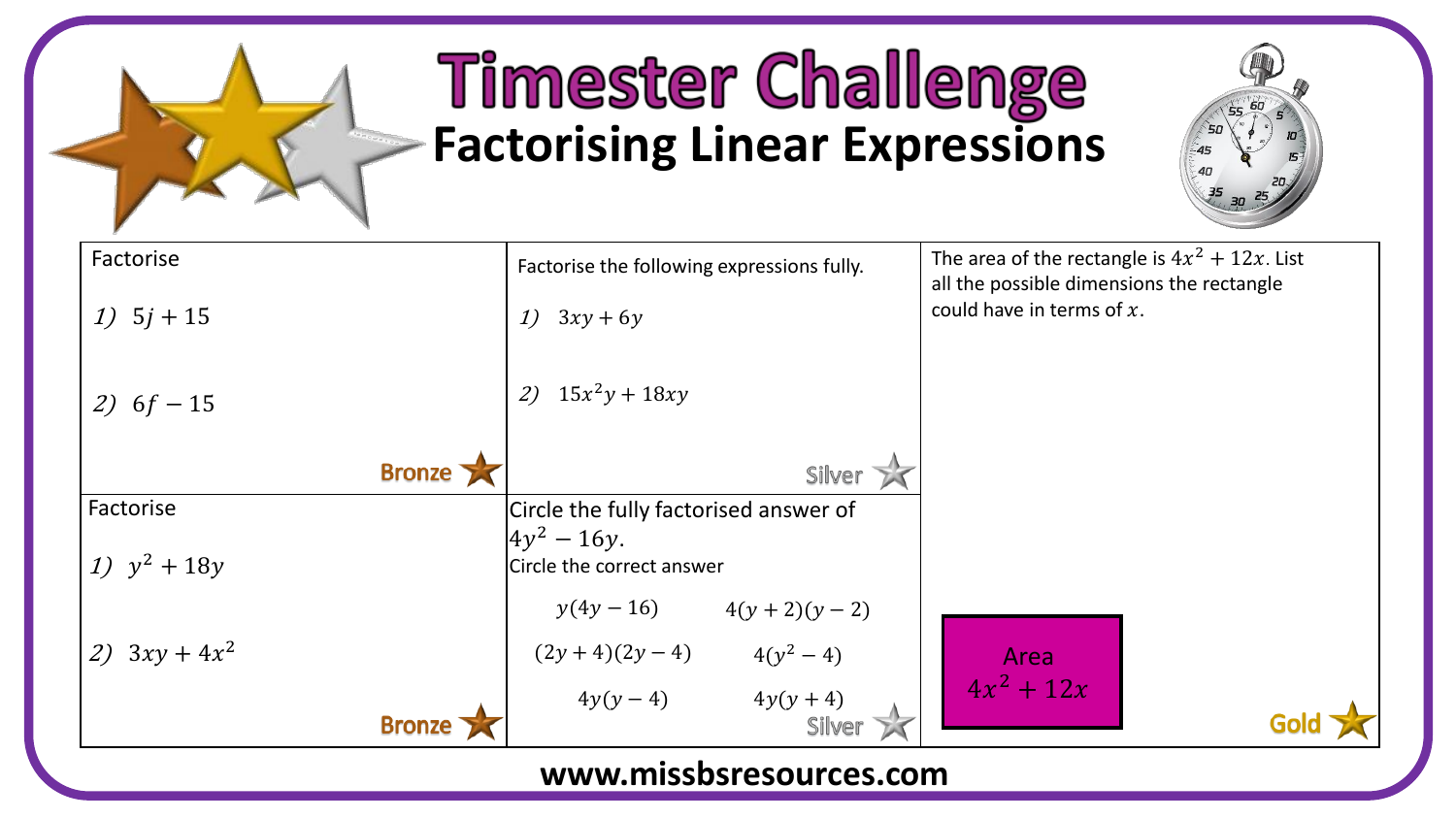# Timester Challenge

## Factorising Linear Expressions

Factorise

1) $5j + 15$

2) $6f - 15$

Bronze

Factorise the following expressions fully.

1) $3xy + 6y$

2) $15x^2y + 18xy$

Silver

The area of the rectangle is $4x^2 + 12x$. List all the possible dimensions the rectangle could have in terms of $x$.

Area
$4x^2 + 12x$

Gold

Factorise

1) $y^2 + 18y$

2) $3xy + 4x^2$

Bronze

Circle the fully factorised answer of $4y^2 - 16y$.
Circle the correct answer

| | |
|---|---|
| $y(4y - 16)$ | $4(y + 2)(y - 2)$ |
| $(2y + 4)(2y - 4)$ | $4(y^2 - 4)$ |
| $4y(y - 4)$ | $4y(y + 4)$ |

Silver

www.missbsresources.com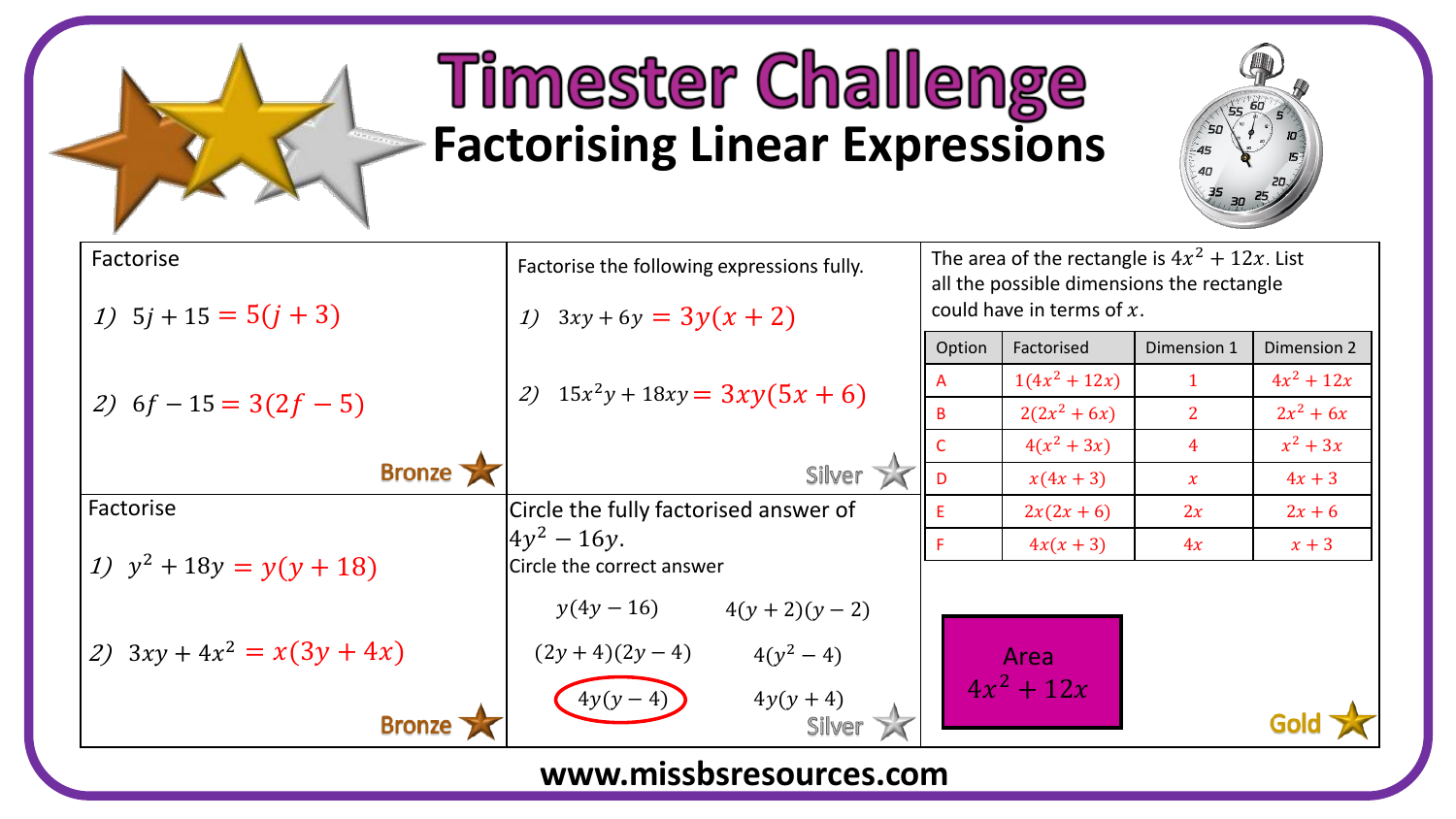# Timester Challenge

## Factorising Linear Expressions

**Factorise**

1) $5j + 15 = 5(j + 3)$

2) $6f - 15 = 3(2f - 5)$

Bronze

**Factorise the following expressions fully.**

1) $3xy + 6y = 3y(x + 2)$

2) $15x^2y + 18xy = 3xy(5x + 6)$

Silver

**Factorise**

1) $y^2 + 18y = y(y + 18)$

2) $3xy + 4x^2 = x(3y + 4x)$

Bronze

**Circle the fully factorised answer of $4y^2 - 16y$.**

Circle the correct answer

$y(4y - 16)$ $\quad$ $4(y + 2)(y - 2)$

$(2y + 4)(2y - 4)$ $\quad$ $4(y^2 - 4)$

$4y(y - 4)$ (circled) $\quad$ $4y(y + 4)$

Silver

**The area of the rectangle is $4x^2 + 12x$. List all the possible dimensions the rectangle could have in terms of $x$.**

| Option | Factorised | Dimension 1 | Dimension 2 |
|---|---|---|---|
| A | $1(4x^2 + 12x)$ | $1$ | $4x^2 + 12x$ |
| B | $2(2x^2 + 6x)$ | $2$ | $2x^2 + 6x$ |
| C | $4(x^2 + 3x)$ | $4$ | $x^2 + 3x$ |
| D | $x(4x + 3)$ | $x$ | $4x + 3$ |
| E | $2x(2x + 6)$ | $2x$ | $2x + 6$ |
| F | $4x(x + 3)$ | $4x$ | $x + 3$ |

Area $4x^2 + 12x$

Gold

www.missbsresources.com